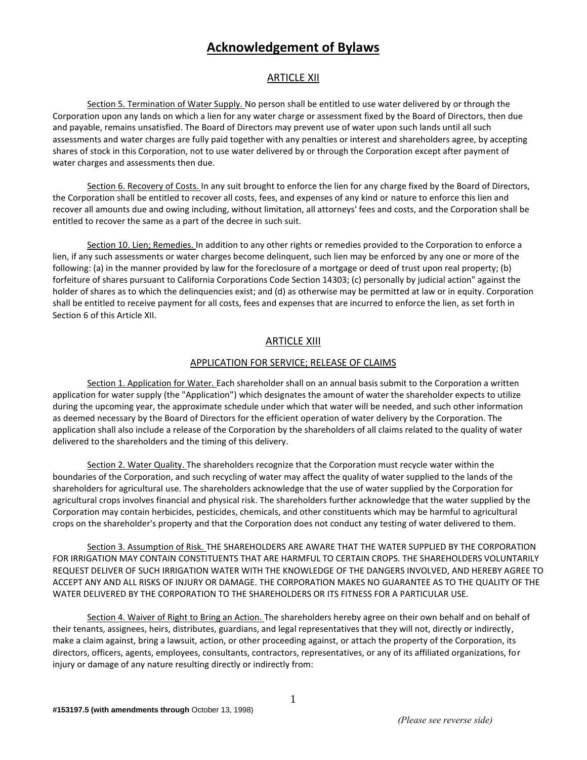# Acknowledgement of Bylaws

## ARTICLE XII

Section 5. Termination of Water Supply. No person shall be entitled to use water delivered by or through the Corporation upon any lands on which a lien for any water charge or assessment fixed by the Board of Directors, then due and payable, remains unsatisfied. The Board of Directors may prevent use of water upon such lands until all such assessments and water charges are fully paid together with any penalties or interest and shareholders agree, by accepting shares of stock in this Corporation, not to use water delivered by or through the Corporation except after payment of water charges and assessments then due.

Section 6. Recovery of Costs. In any suit brought to enforce the lien for any charge fixed by the Board of Directors, the Corporation shall be entitled to recover all costs, fees, and expenses of any kind or nature to enforce this lien and recover all amounts due and owing including, without limitation, all attorneys' fees and costs, and the Corporation shall be entitled to recover the same as a part of the decree in such suit.

Section 10. Lien; Remedies. In addition to any other rights or remedies provided to the Corporation to enforce a lien, if any such assessments or water charges become delinquent, such lien may be enforced by any one or more of the following: (a) in the manner provided by law for the foreclosure of a mortgage or deed of trust upon real property; (b) forfeiture of shares pursuant to California Corporations Code Section 14303; (c) personally by judicial action" against the holder of shares as to which the delinquencies exist; and (d) as otherwise may be permitted at law or in equity. Corporation shall be entitled to receive payment for all costs, fees and expenses that are incurred to enforce the lien, as set forth in Section 6 of this Article XII.

## ARTICLE XIII

### APPLICATION FOR SERVICE; RELEASE OF CLAIMS

Section 1. Application for Water. Each shareholder shall on an annual basis submit to the Corporation a written application for water supply (the "Application") which designates the amount of water the shareholder expects to utilize during the upcoming year, the approximate schedule under which that water will be needed, and such other information as deemed necessary by the Board of Directors for the efficient operation of water delivery by the Corporation. The application shall also include a release of the Corporation by the shareholders of all claims related to the quality of water delivered to the shareholders and the timing of this delivery.

Section 2. Water Quality. The shareholders recognize that the Corporation must recycle water within the boundaries of the Corporation, and such recycling of water may affect the quality of water supplied to the lands of the shareholders for agricultural use. The shareholders acknowledge that the use of water supplied by the Corporation for agricultural crops involves financial and physical risk. The shareholders further acknowledge that the water supplied by the Corporation may contain herbicides, pesticides, chemicals, and other constituents which may be harmful to agricultural crops on the shareholder's property and that the Corporation does not conduct any testing of water delivered to them.

Section 3. Assumption of Risk. THE SHAREHOLDERS ARE AWARE THAT THE WATER SUPPLIED BY THE CORPORATION FOR IRRIGATION MAY CONTAIN CONSTITUENTS THAT ARE HARMFUL TO CERTAIN CROPS. THE SHAREHOLDERS VOLUNTARILY REQUEST DELIVER OF SUCH IRRIGATION WATER WITH THE KNOWLEDGE OF THE DANGERS INVOLVED, AND HEREBY AGREE TO ACCEPT ANY AND ALL RISKS OF INJURY OR DAMAGE. THE CORPORATION MAKES NO GUARANTEE AS TO THE QUALITY OF THE WATER DELIVERED BY THE CORPORATION TO THE SHAREHOLDERS OR ITS FITNESS FOR A PARTICULAR USE.

Section 4. Waiver of Right to Bring an Action. The shareholders hereby agree on their own behalf and on behalf of their tenants, assignees, heirs, distributes, guardians, and legal representatives that they will not, directly or indirectly, make a claim against, bring a lawsuit, action, or other proceeding against, or attach the property of the Corporation, its directors, officers, agents, employees, consultants, contractors, representatives, or any of its affiliated organizations, for injury or damage of any nature resulting directly or indirectly from:

**#153197.5 (with amendments through** October 13, 1998)

*(Please see reverse side)*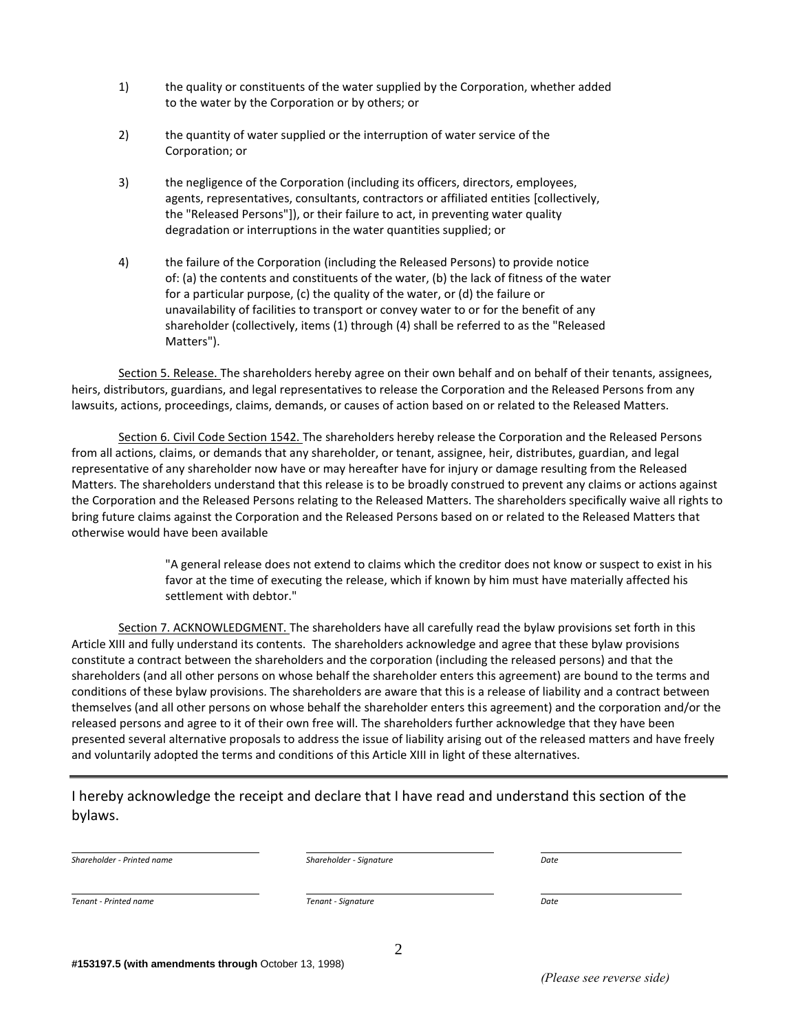1) the quality or constituents of the water supplied by the Corporation, whether added to the water by the Corporation or by others; or

2) the quantity of water supplied or the interruption of water service of the Corporation; or

3) the negligence of the Corporation (including its officers, directors, employees, agents, representatives, consultants, contractors or affiliated entities [collectively, the "Released Persons"]), or their failure to act, in preventing water quality degradation or interruptions in the water quantities supplied; or

4) the failure of the Corporation (including the Released Persons) to provide notice of: (a) the contents and constituents of the water, (b) the lack of fitness of the water for a particular purpose, (c) the quality of the water, or (d) the failure or unavailability of facilities to transport or convey water to or for the benefit of any shareholder (collectively, items (1) through (4) shall be referred to as the "Released Matters").

Section 5. Release. The shareholders hereby agree on their own behalf and on behalf of their tenants, assignees, heirs, distributors, guardians, and legal representatives to release the Corporation and the Released Persons from any lawsuits, actions, proceedings, claims, demands, or causes of action based on or related to the Released Matters.

Section 6. Civil Code Section 1542. The shareholders hereby release the Corporation and the Released Persons from all actions, claims, or demands that any shareholder, or tenant, assignee, heir, distributes, guardian, and legal representative of any shareholder now have or may hereafter have for injury or damage resulting from the Released Matters. The shareholders understand that this release is to be broadly construed to prevent any claims or actions against the Corporation and the Released Persons relating to the Released Matters. The shareholders specifically waive all rights to bring future claims against the Corporation and the Released Persons based on or related to the Released Matters that otherwise would have been available

> "A general release does not extend to claims which the creditor does not know or suspect to exist in his favor at the time of executing the release, which if known by him must have materially affected his settlement with debtor."

Section 7. ACKNOWLEDGMENT. The shareholders have all carefully read the bylaw provisions set forth in this Article XIII and fully understand its contents. The shareholders acknowledge and agree that these bylaw provisions constitute a contract between the shareholders and the corporation (including the released persons) and that the shareholders (and all other persons on whose behalf the shareholder enters this agreement) are bound to the terms and conditions of these bylaw provisions. The shareholders are aware that this is a release of liability and a contract between themselves (and all other persons on whose behalf the shareholder enters this agreement) and the corporation and/or the released persons and agree to it of their own free will. The shareholders further acknowledge that they have been presented several alternative proposals to address the issue of liability arising out of the released matters and have freely and voluntarily adopted the terms and conditions of this Article XIII in light of these alternatives.

---

I hereby acknowledge the receipt and declare that I have read and understand this section of the bylaws.

| | | |
|---|---|---|
| _______________________ | _______________________ | _______________ |
| *Shareholder - Printed name* | *Shareholder - Signature* | *Date* |
| _______________________ | _______________________ | _______________ |
| *Tenant - Printed name* | *Tenant - Signature* | *Date* |

**#153197.5 (with amendments through** October 13, 1998)

*(Please see reverse side)*